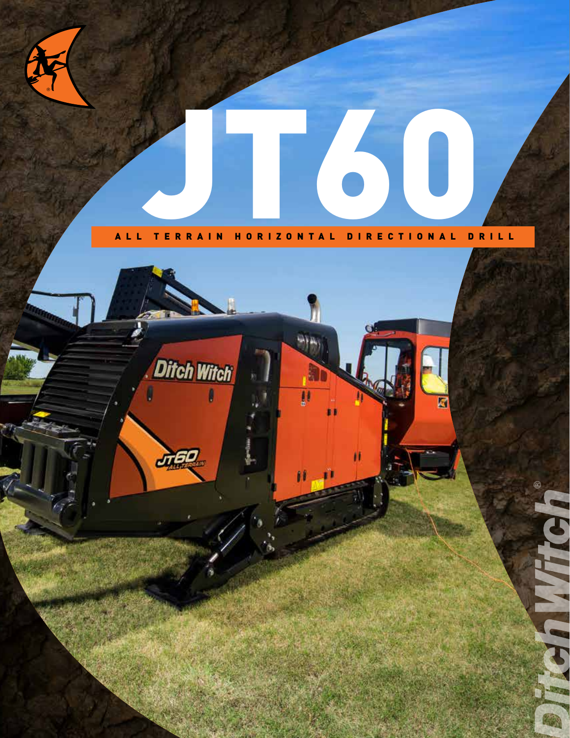# JT60

## ALL TERRAIN HORIZONTAL DIRECTIONAL DRILL

Ditch Witch®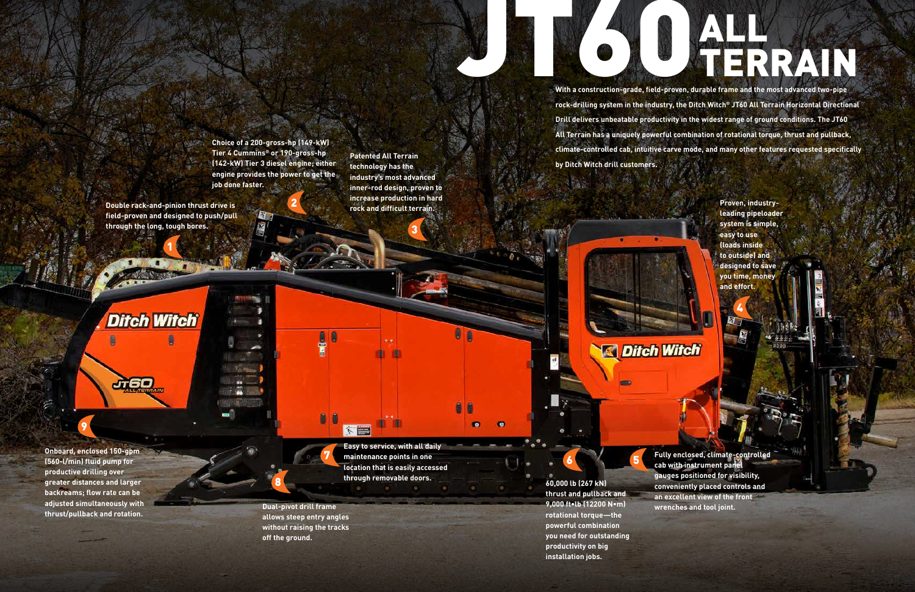# JT60 ALL TERRAIN

With a construction-grade, field-proven, durable frame and the most advanced two-pipe rock-drilling system in the industry, the Ditch Witch® JT60 All Terrain Horizontal Directional Drill delivers unbeatable productivity in the widest range of ground conditions. The JT60 All Terrain has a uniquely powerful combination of rotational torque, thrust and pullback, climate-controlled cab, intuitive carve mode, and many other features requested specifically by Ditch Witch drill customers.

1. Double rack-and-pinion thrust drive is field-proven and designed to push/pull through the long, tough bores.

2. Choice of a 200-gross-hp (149-kW) Tier 4 Cummins® or 190-gross-hp (142-kW) Tier 3 diesel engine; either engine provides the power to get the job done faster.

3. Patented All Terrain technology has the industry's most advanced inner-rod design, proven to increase production in hard rock and difficult terrain.

4. Proven, industry-leading pipeloader system is simple, easy to use (loads inside to outside) and designed to save you time, money and effort.

5. Fully enclosed, climate-controlled cab with instrument panel gauges positioned for visibility, conveniently placed controls and an excellent view of the front wrenches and tool joint.

6. 60,000 lb (267 kN) thrust and pullback and 9,000 ft•lb (12200 N•m) rotational torque—the powerful combination you need for outstanding productivity on big installation jobs.

7. Easy to service, with all daily maintenance points in one location that is easily accessed through removable doors.

8. Dual-pivot drill frame allows steep entry angles without raising the tracks off the ground.

9. Onboard, enclosed 150-gpm (560-l/min) fluid pump for productive drilling over greater distances and larger backreams; flow rate can be adjusted simultaneously with thrust/pullback and rotation.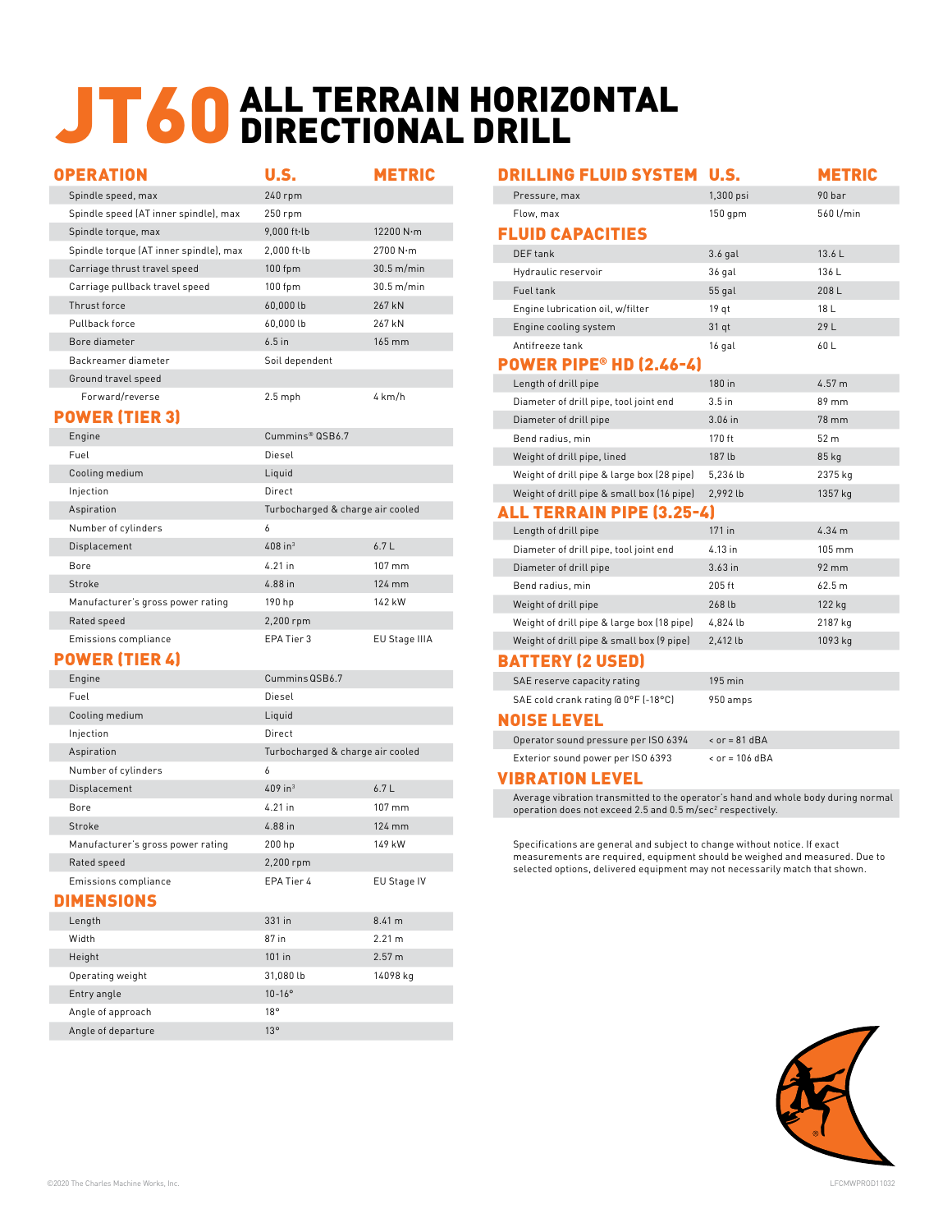# JT60 ALL TERRAIN HORIZONTAL DIRECTIONAL DRILL

## OPERATION

| OPERATION | U.S. | METRIC |
|---|---|---|
| Spindle speed, max | 240 rpm | |
| Spindle speed (AT inner spindle), max | 250 rpm | |
| Spindle torque, max | 9,000 ft·lb | 12200 N·m |
| Spindle torque (AT inner spindle), max | 2,000 ft·lb | 2700 N·m |
| Carriage thrust travel speed | 100 fpm | 30.5 m/min |
| Carriage pullback travel speed | 100 fpm | 30.5 m/min |
| Thrust force | 60,000 lb | 267 kN |
| Pullback force | 60,000 lb | 267 kN |
| Bore diameter | 6.5 in | 165 mm |
| Backreamer diameter | Soil dependent | |
| Ground travel speed | | |
| Forward/reverse | 2.5 mph | 4 km/h |

## POWER (TIER 3)

| | | |
|---|---|---|
| Engine | Cummins® QSB6.7 | |
| Fuel | Diesel | |
| Cooling medium | Liquid | |
| Injection | Direct | |
| Aspiration | Turbocharged & charge air cooled | |
| Number of cylinders | 6 | |
| Displacement | 408 in³ | 6.7 L |
| Bore | 4.21 in | 107 mm |
| Stroke | 4.88 in | 124 mm |
| Manufacturer's gross power rating | 190 hp | 142 kW |
| Rated speed | 2,200 rpm | |
| Emissions compliance | EPA Tier 3 | EU Stage IIIA |

## POWER (TIER 4)

| | | |
|---|---|---|
| Engine | Cummins QSB6.7 | |
| Fuel | Diesel | |
| Cooling medium | Liquid | |
| Injection | Direct | |
| Aspiration | Turbocharged & charge air cooled | |
| Number of cylinders | 6 | |
| Displacement | 409 in³ | 6.7 L |
| Bore | 4.21 in | 107 mm |
| Stroke | 4.88 in | 124 mm |
| Manufacturer's gross power rating | 200 hp | 149 kW |
| Rated speed | 2,200 rpm | |
| Emissions compliance | EPA Tier 4 | EU Stage IV |

## DIMENSIONS

| | | |
|---|---|---|
| Length | 331 in | 8.41 m |
| Width | 87 in | 2.21 m |
| Height | 101 in | 2.57 m |
| Operating weight | 31,080 lb | 14098 kg |
| Entry angle | 10-16° | |
| Angle of approach | 18° | |
| Angle of departure | 13° | |

## DRILLING FLUID SYSTEM

| DRILLING FLUID SYSTEM | U.S. | METRIC |
|---|---|---|
| Pressure, max | 1,300 psi | 90 bar |
| Flow, max | 150 gpm | 560 l/min |

## FLUID CAPACITIES

| | | |
|---|---|---|
| DEF tank | 3.6 gal | 13.6 L |
| Hydraulic reservoir | 36 gal | 136 L |
| Fuel tank | 55 gal | 208 L |
| Engine lubrication oil, w/filter | 19 qt | 18 L |
| Engine cooling system | 31 qt | 29 L |
| Antifreeze tank | 16 gal | 60 L |

## POWER PIPE® HD (2.46-4)

| | | |
|---|---|---|
| Length of drill pipe | 180 in | 4.57 m |
| Diameter of drill pipe, tool joint end | 3.5 in | 89 mm |
| Diameter of drill pipe | 3.06 in | 78 mm |
| Bend radius, min | 170 ft | 52 m |
| Weight of drill pipe, lined | 187 lb | 85 kg |
| Weight of drill pipe & large box (28 pipe) | 5,236 lb | 2375 kg |
| Weight of drill pipe & small box (16 pipe) | 2,992 lb | 1357 kg |

## ALL TERRAIN PIPE (3.25-4)

| | | |
|---|---|---|
| Length of drill pipe | 171 in | 4.34 m |
| Diameter of drill pipe, tool joint end | 4.13 in | 105 mm |
| Diameter of drill pipe | 3.63 in | 92 mm |
| Bend radius, min | 205 ft | 62.5 m |
| Weight of drill pipe | 268 lb | 122 kg |
| Weight of drill pipe & large box (18 pipe) | 4,824 lb | 2187 kg |
| Weight of drill pipe & small box (9 pipe) | 2,412 lb | 1093 kg |

## BATTERY (2 USED)

| | |
|---|---|
| SAE reserve capacity rating | 195 min |
| SAE cold crank rating @ 0°F (-18°C) | 950 amps |

## NOISE LEVEL

| | |
|---|---|
| Operator sound pressure per ISO 6394 | < or = 81 dBA |
| Exterior sound power per ISO 6393 | < or = 106 dBA |

## VIBRATION LEVEL

Average vibration transmitted to the operator's hand and whole body during normal operation does not exceed 2.5 and 0.5 m/sec² respectively.

Specifications are general and subject to change without notice. If exact measurements are required, equipment should be weighed and measured. Due to selected options, delivered equipment may not necessarily match that shown.

©2020 The Charles Machine Works, Inc.

LFCMWPROD11032